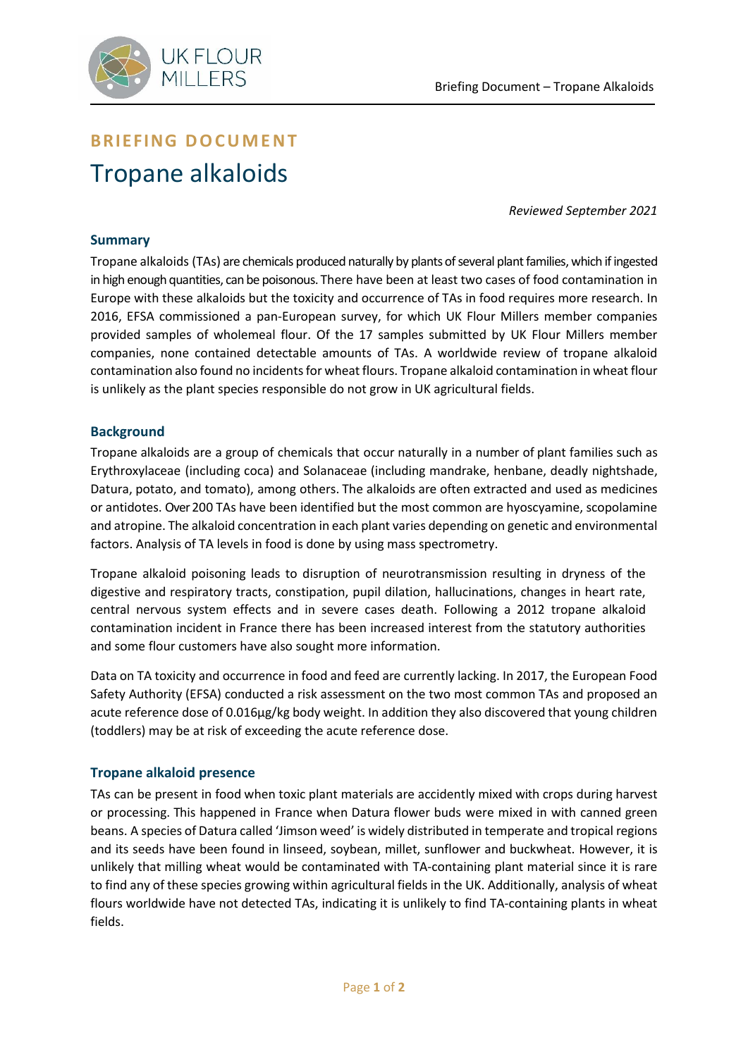**BRIEFING DOCUMENT**

# Tropane alkaloids

*Reviewed September 2021*

## Summary

Tropane alkaloids (TAs) are chemicals produced naturally by plants of several plant families, which if ingested in high enough quantities, can be poisonous. There have been at least two cases of food contamination in Europe with these alkaloids but the toxicity and occurrence of TAs in food requires more research. In 2016, EFSA commissioned a pan-European survey, for which UK Flour Millers member companies provided samples of wholemeal flour. Of the 17 samples submitted by UK Flour Millers member companies, none contained detectable amounts of TAs. A worldwide review of tropane alkaloid contamination also found no incidents for wheat flours. Tropane alkaloid contamination in wheat flour is unlikely as the plant species responsible do not grow in UK agricultural fields.

## Background

Tropane alkaloids are a group of chemicals that occur naturally in a number of plant families such as Erythroxylaceae (including coca) and Solanaceae (including mandrake, henbane, deadly nightshade, Datura, potato, and tomato), among others. The alkaloids are often extracted and used as medicines or antidotes. Over 200 TAs have been identified but the most common are hyoscyamine, scopolamine and atropine. The alkaloid concentration in each plant varies depending on genetic and environmental factors. Analysis of TA levels in food is done by using mass spectrometry.

Tropane alkaloid poisoning leads to disruption of neurotransmission resulting in dryness of the digestive and respiratory tracts, constipation, pupil dilation, hallucinations, changes in heart rate, central nervous system effects and in severe cases death. Following a 2012 tropane alkaloid contamination incident in France there has been increased interest from the statutory authorities and some flour customers have also sought more information.

Data on TA toxicity and occurrence in food and feed are currently lacking. In 2017, the European Food Safety Authority (EFSA) conducted a risk assessment on the two most common TAs and proposed an acute reference dose of 0.016µg/kg body weight. In addition they also discovered that young children (toddlers) may be at risk of exceeding the acute reference dose.

## Tropane alkaloid presence

TAs can be present in food when toxic plant materials are accidently mixed with crops during harvest or processing. This happened in France when Datura flower buds were mixed in with canned green beans. A species of Datura called 'Jimson weed' is widely distributed in temperate and tropical regions and its seeds have been found in linseed, soybean, millet, sunflower and buckwheat. However, it is unlikely that milling wheat would be contaminated with TA-containing plant material since it is rare to find any of these species growing within agricultural fields in the UK. Additionally, analysis of wheat flours worldwide have not detected TAs, indicating it is unlikely to find TA-containing plants in wheat fields.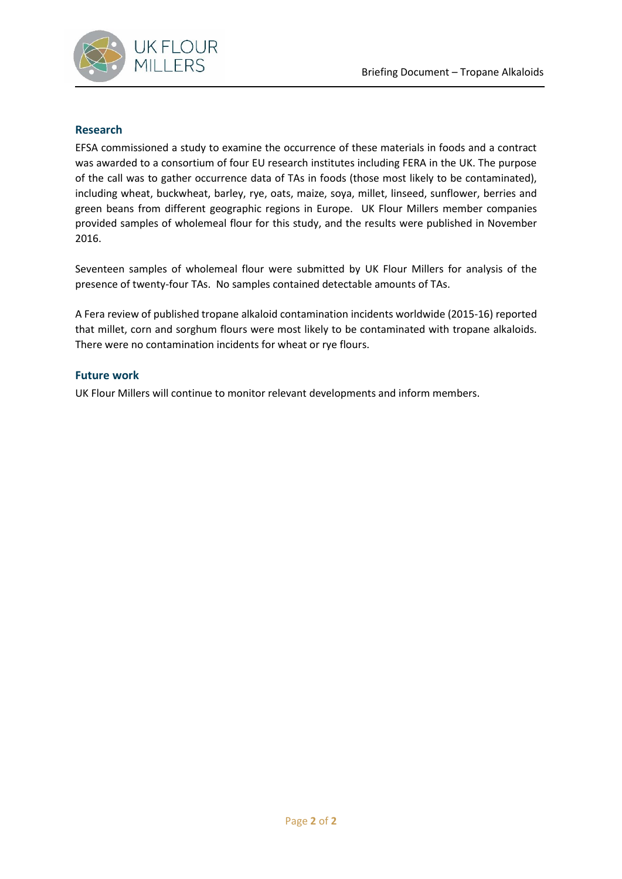## Research

EFSA commissioned a study to examine the occurrence of these materials in foods and a contract was awarded to a consortium of four EU research institutes including FERA in the UK. The purpose of the call was to gather occurrence data of TAs in foods (those most likely to be contaminated), including wheat, buckwheat, barley, rye, oats, maize, soya, millet, linseed, sunflower, berries and green beans from different geographic regions in Europe. UK Flour Millers member companies provided samples of wholemeal flour for this study, and the results were published in November 2016.

Seventeen samples of wholemeal flour were submitted by UK Flour Millers for analysis of the presence of twenty-four TAs. No samples contained detectable amounts of TAs.

A Fera review of published tropane alkaloid contamination incidents worldwide (2015-16) reported that millet, corn and sorghum flours were most likely to be contaminated with tropane alkaloids. There were no contamination incidents for wheat or rye flours.

## Future work

UK Flour Millers will continue to monitor relevant developments and inform members.